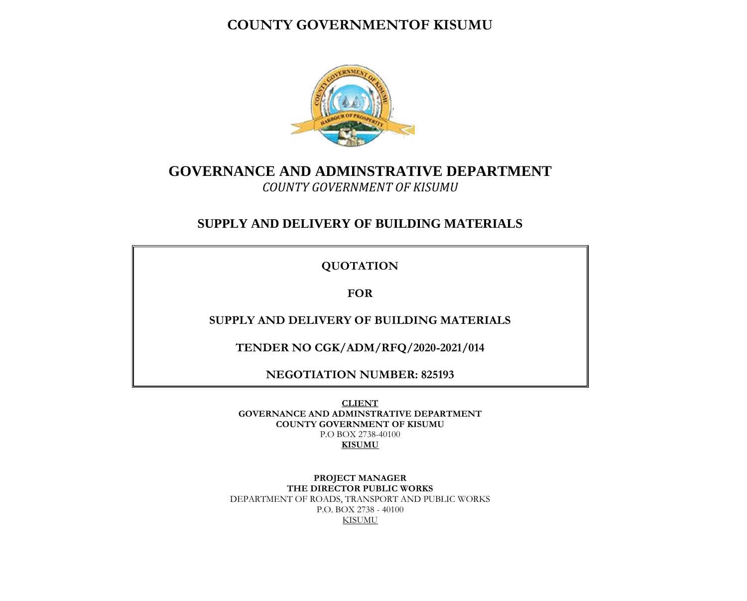# COUNTY GOVERNMENTOF KISUMU

## GOVERNANCE AND ADMINSTRATIVE DEPARTMENT

*COUNTY GOVERNMENT OF KISUMU*

## SUPPLY AND DELIVERY OF BUILDING MATERIALS

**QUOTATION**

**FOR**

**SUPPLY AND DELIVERY OF BUILDING MATERIALS**

**TENDER NO CGK/ADM/RFQ/2020-2021/014**

**NEGOTIATION NUMBER: 825193**

**CLIENT**
**GOVERNANCE AND ADMINSTRATIVE DEPARTMENT**
**COUNTY GOVERNMENT OF KISUMU**
P.O BOX 2738-40100
**KISUMU**

**PROJECT MANAGER**
**THE DIRECTOR PUBLIC WORKS**
DEPARTMENT OF ROADS, TRANSPORT AND PUBLIC WORKS
P.O. BOX 2738 - 40100
KISUMU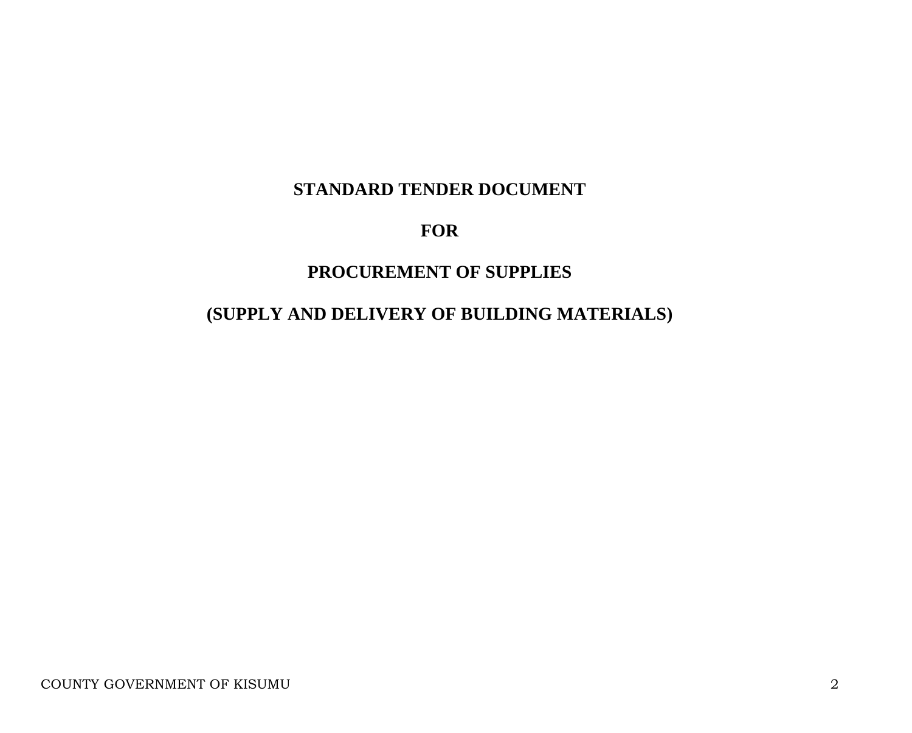# STANDARD TENDER DOCUMENT

# FOR

# PROCUREMENT OF SUPPLIES

# (SUPPLY AND DELIVERY OF BUILDING MATERIALS)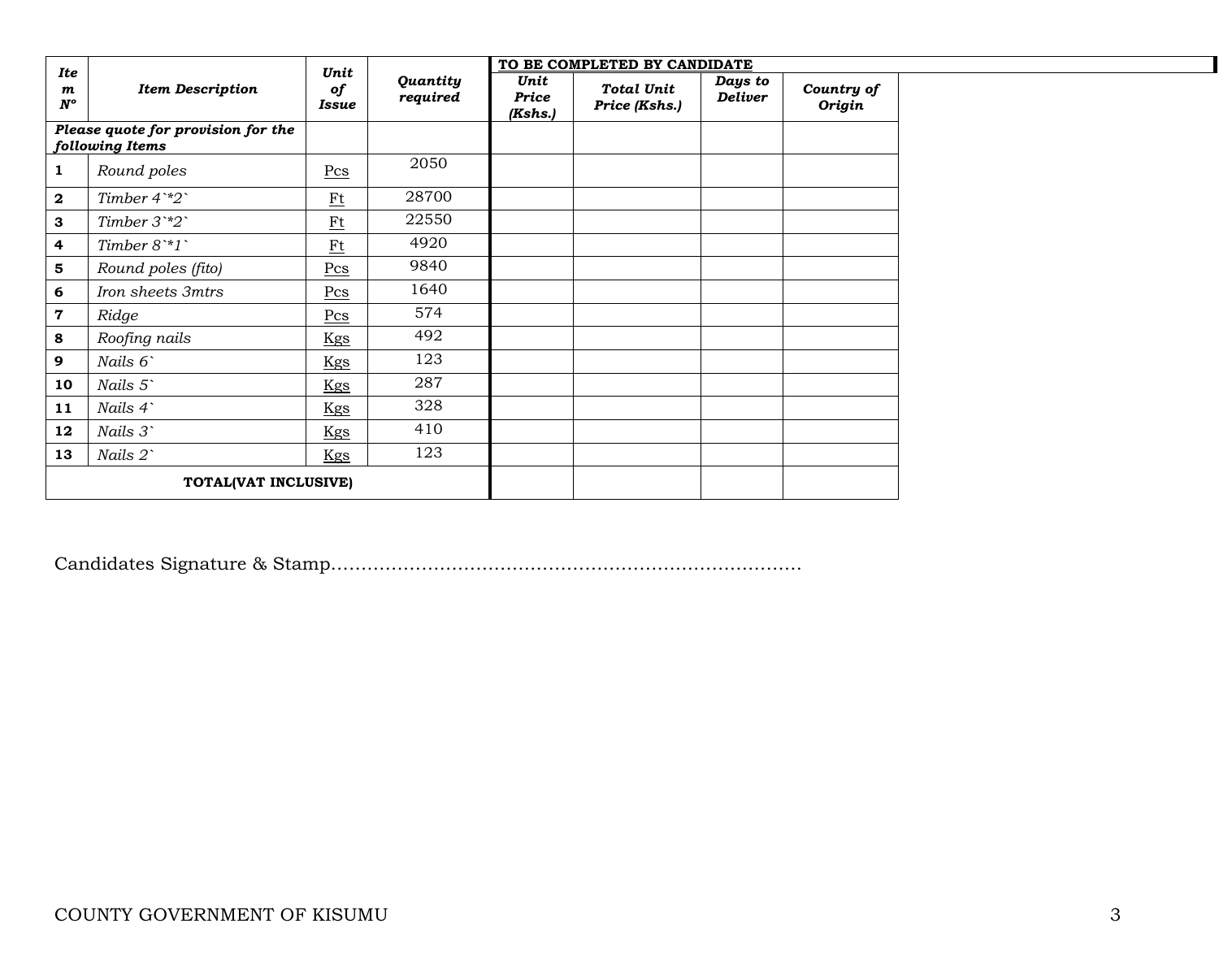| *Item N°* | *Item Description* | *Unit of Issue* | *Quantity required* | **TO BE COMPLETED BY CANDIDATE** | | | |
|---|---|---|---|---|---|---|---|
| | | | | *Unit Price (Kshs.)* | *Total Unit Price (Kshs.)* | *Days to Deliver* | *Country of Origin* |
| ***Please quote for provision for the following Items*** | | | | | | | |
| **1** | *Round poles* | Pcs | 2050 | | | | |
| **2** | *Timber 4`*2`* | Ft | 28700 | | | | |
| **3** | *Timber 3`*2`* | Ft | 22550 | | | | |
| **4** | *Timber 8`*1`* | Ft | 4920 | | | | |
| **5** | *Round poles (fito)* | Pcs | 9840 | | | | |
| **6** | *Iron sheets 3mtrs* | Pcs | 1640 | | | | |
| **7** | *Ridge* | Pcs | 574 | | | | |
| **8** | *Roofing nails* | Kgs | 492 | | | | |
| **9** | *Nails 6`* | Kgs | 123 | | | | |
| **10** | *Nails 5`* | Kgs | 287 | | | | |
| **11** | *Nails 4`* | Kgs | 328 | | | | |
| **12** | *Nails 3`* | Kgs | 410 | | | | |
| **13** | *Nails 2`* | Kgs | 123 | | | | |
| **TOTAL(VAT INCLUSIVE)** | | | | | | | |

Candidates Signature & Stamp...............................................................................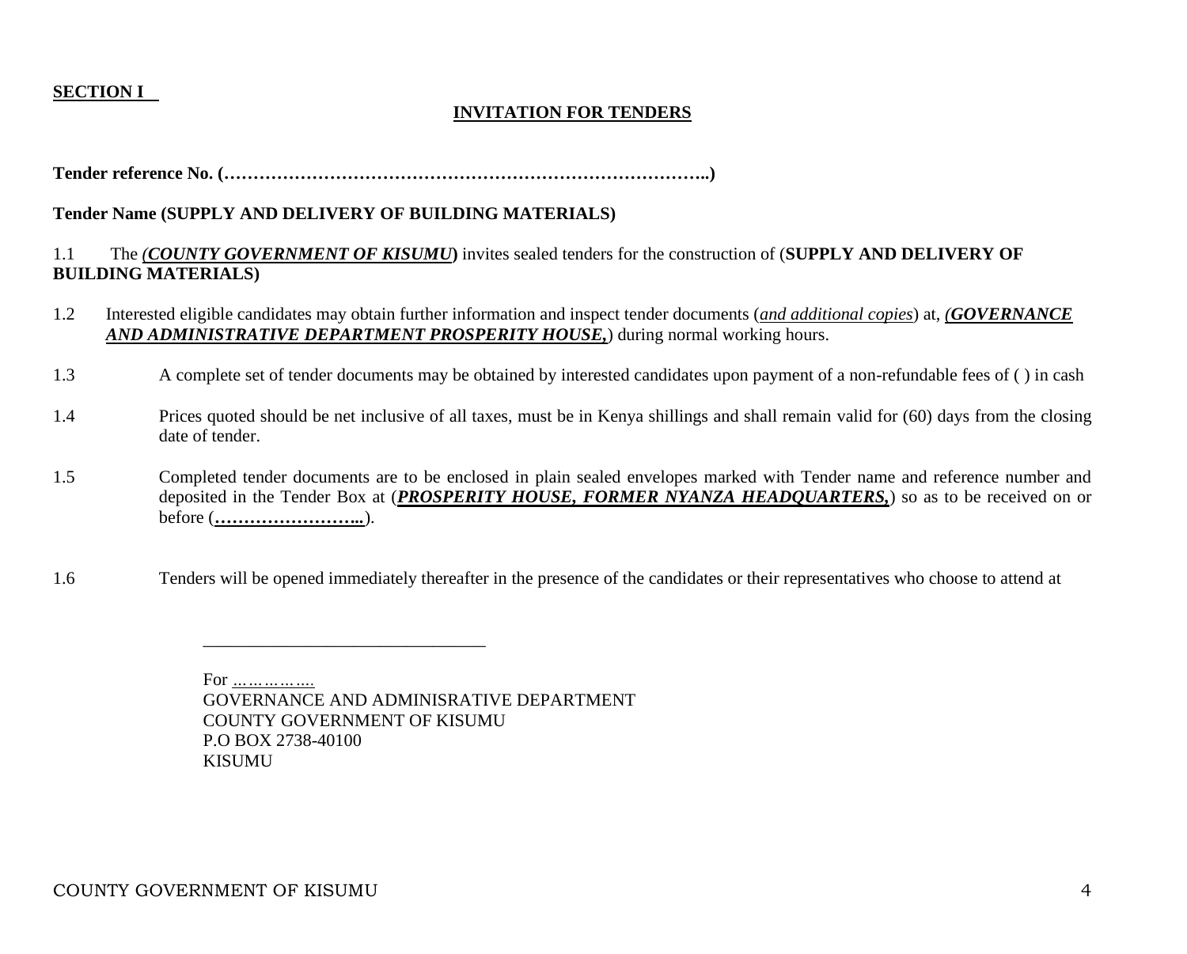**SECTION I**

## INVITATION FOR TENDERS

**Tender reference No. (……………………………………………………………………..)**

**Tender Name (SUPPLY AND DELIVERY OF BUILDING MATERIALS)**

1.1 The ***(COUNTY GOVERNMENT OF KISUMU*)** invites sealed tenders for the construction of (**SUPPLY AND DELIVERY OF BUILDING MATERIALS)**

1.2 Interested eligible candidates may obtain further information and inspect tender documents (*and additional copies*) at, ***(GOVERNANCE AND ADMINISTRATIVE DEPARTMENT PROSPERITY HOUSE,***) during normal working hours.

1.3 A complete set of tender documents may be obtained by interested candidates upon payment of a non-refundable fees of ( ) in cash

1.4 Prices quoted should be net inclusive of all taxes, must be in Kenya shillings and shall remain valid for (60) days from the closing date of tender.

1.5 Completed tender documents are to be enclosed in plain sealed envelopes marked with Tender name and reference number and deposited in the Tender Box at (***PROSPERITY HOUSE, FORMER NYANZA HEADQUARTERS,***) so as to be received on or before (**……………………...**).

1.6 Tenders will be opened immediately thereafter in the presence of the candidates or their representatives who choose to attend at

_______________________________

For …………….
GOVERNANCE AND ADMINISRATIVE DEPARTMENT
COUNTY GOVERNMENT OF KISUMU
P.O BOX 2738-40100
KISUMU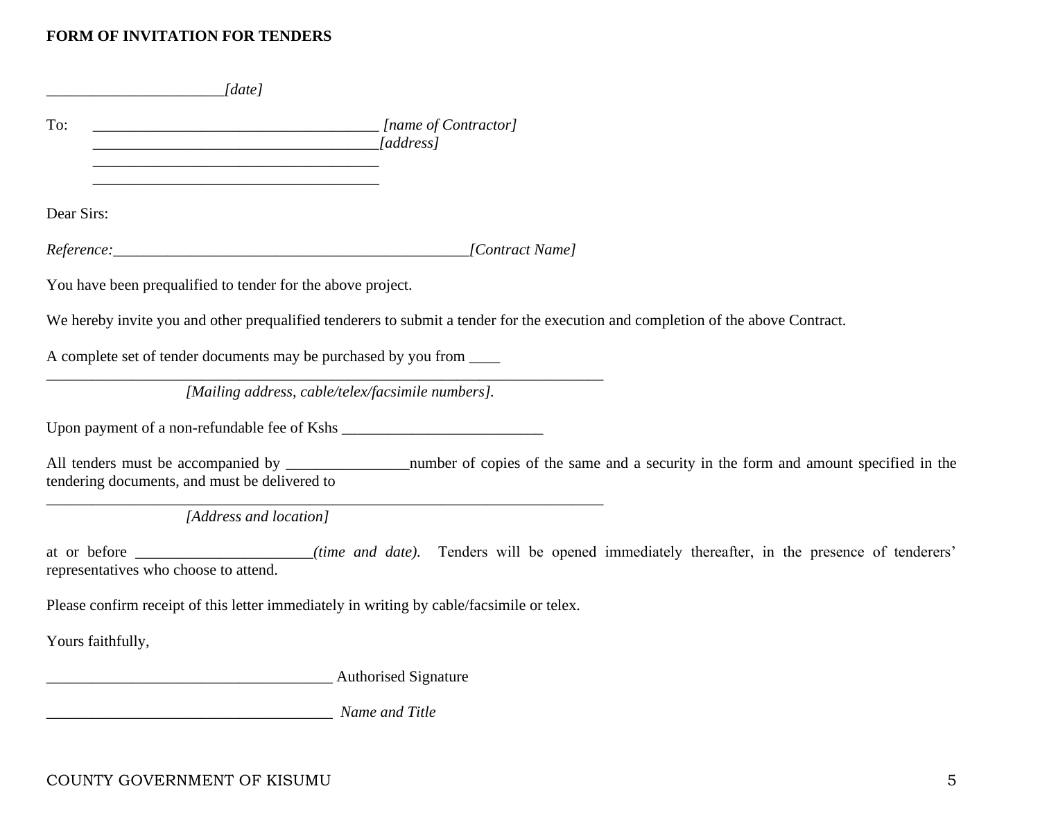**FORM OF INVITATION FOR TENDERS**

______________________*[date]*

To: ___________________________________ *[name of Contractor]*
___________________________________*[address]*
___________________________________
___________________________________

Dear Sirs:

*Reference:*____________________________________________*[Contract Name]*

You have been prequalified to tender for the above project.

We hereby invite you and other prequalified tenderers to submit a tender for the execution and completion of the above Contract.

A complete set of tender documents may be purchased by you from ____
______________________________________________________________________
*[Mailing address, cable/telex/facsimile numbers].*

Upon payment of a non-refundable fee of Kshs _________________________

All tenders must be accompanied by _______________number of copies of the same and a security in the form and amount specified in the tendering documents, and must be delivered to
______________________________________________________________________
*[Address and location]*

at or before ______________________*(time and date).* Tenders will be opened immediately thereafter, in the presence of tenderers' representatives who choose to attend.

Please confirm receipt of this letter immediately in writing by cable/facsimile or telex.

Yours faithfully,

____________________________________ Authorised Signature

____________________________________ *Name and Title*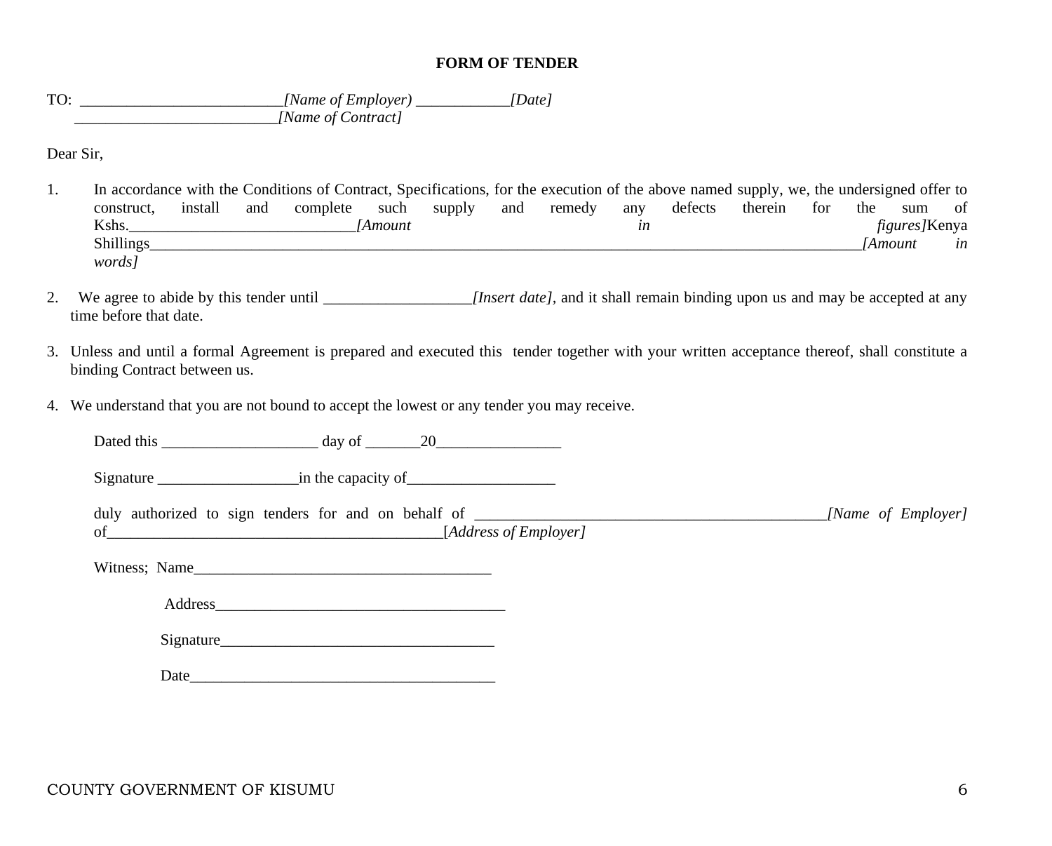**FORM OF TENDER**

TO: __________________________*[Name of Employer)* ____________*[Date]*
__________________________*[Name of Contract]*

Dear Sir,

1. In accordance with the Conditions of Contract, Specifications, for the execution of the above named supply, we, the undersigned offer to construct, install and complete such supply and remedy any defects therein for the sum of Kshs.____________________________*[Amount in figures]*Kenya Shillings______________________________________________________________________________________________*[Amount in words]*

2. We agree to abide by this tender until ___________________*[Insert date]*, and it shall remain binding upon us and may be accepted at any time before that date.

3. Unless and until a formal Agreement is prepared and executed this tender together with your written acceptance thereof, shall constitute a binding Contract between us.

4. We understand that you are not bound to accept the lowest or any tender you may receive.

Dated this ____________________ day of _______20________________

Signature __________________in the capacity of___________________

duly authorized to sign tenders for and on behalf of _______________________________________________*[Name of Employer]* of____________________________________________[*Address of Employer]*

Witness; Name_______________________________________

Address_____________________________________

Signature____________________________________

Date________________________________________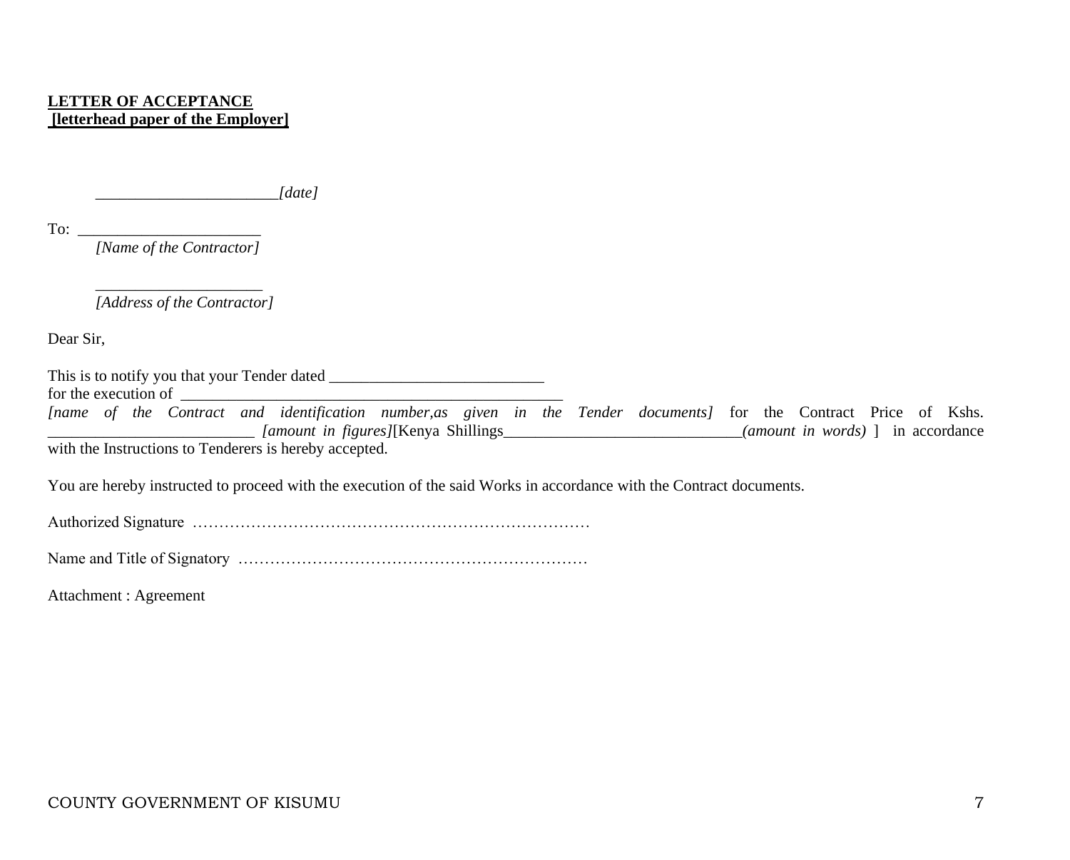**<u>LETTER OF ACCEPTANCE</u>**
**<u>[letterhead paper of the Employer]</u>**

_______________________*[date]*

To: _______________________
*[Name of the Contractor]*

_____________________
*[Address of the Contractor]*

Dear Sir,

This is to notify you that your Tender dated ___________________________ for the execution of _________________________________________________ *[name of the Contract and identification number,as given in the Tender documents]* for the Contract Price of Kshs. __________________________ *[amount in figures]*[Kenya Shillings______________________________*(amount in words)* ] in accordance with the Instructions to Tenderers is hereby accepted.

You are hereby instructed to proceed with the execution of the said Works in accordance with the Contract documents.

Authorized Signature ……………………………………………………………………

Name and Title of Signatory …………………………………………………………

Attachment : Agreement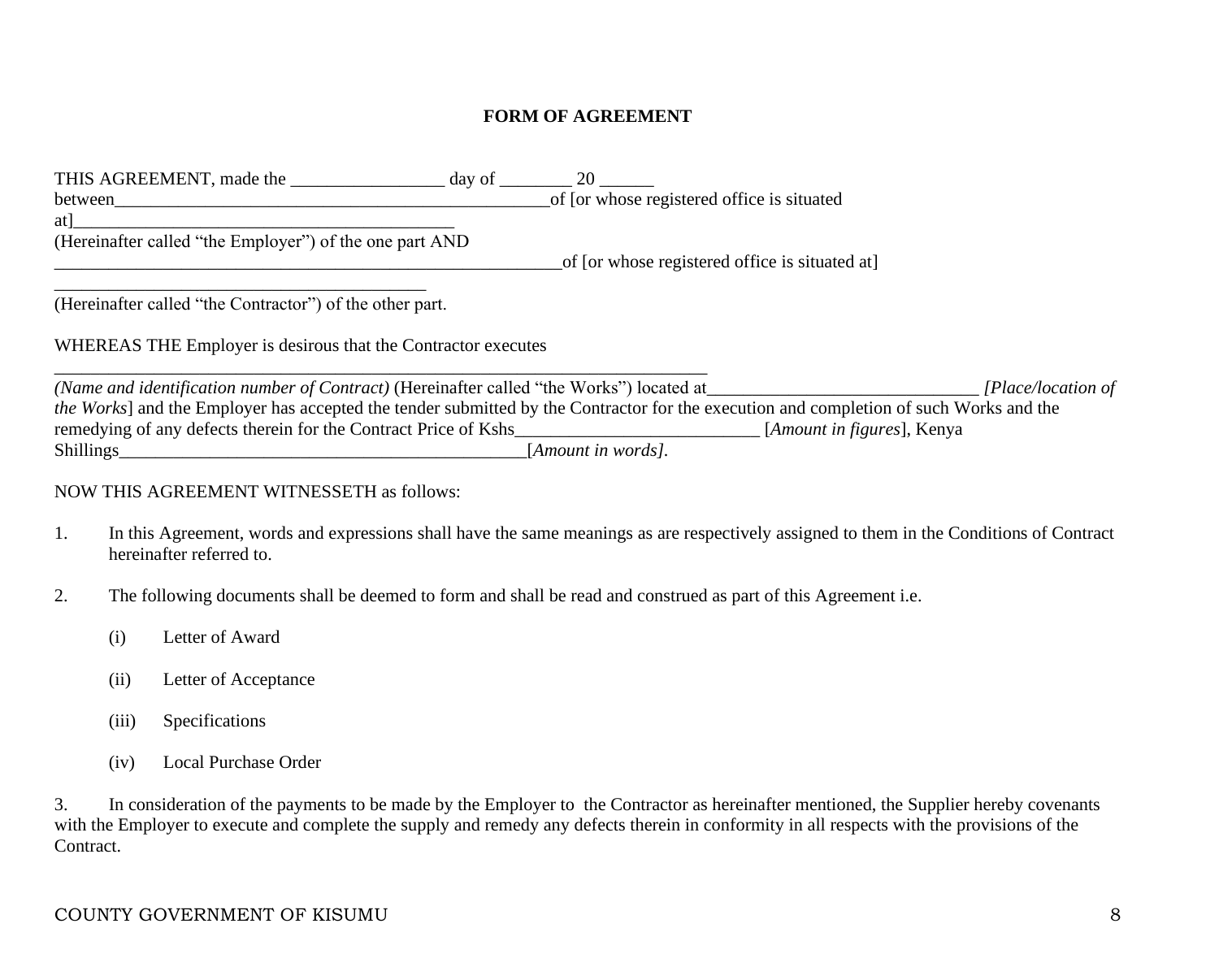**FORM OF AGREEMENT**

THIS AGREEMENT, made the _________________ day of ________ 20 ______
between__________________________________________________of [or whose registered office is situated at]__________________________________________
(Hereinafter called "the Employer") of the one part AND
__________________________________________________________of [or whose registered office is situated at]
_________________________________________
(Hereinafter called "the Contractor") of the other part.

WHEREAS THE Employer is desirous that the Contractor executes
_________________________________________________________________________
*(Name and identification number of Contract)* (Hereinafter called "the Works") located at______________________________ *[Place/location of the Works*] and the Employer has accepted the tender submitted by the Contractor for the execution and completion of such Works and the remedying of any defects therein for the Contract Price of Kshs___________________________ [*Amount in figures*], Kenya Shillings_____________________________________________[*Amount in words]*.

NOW THIS AGREEMENT WITNESSETH as follows:

1. In this Agreement, words and expressions shall have the same meanings as are respectively assigned to them in the Conditions of Contract hereinafter referred to.

2. The following documents shall be deemed to form and shall be read and construed as part of this Agreement i.e.

   (i) Letter of Award

   (ii) Letter of Acceptance

   (iii) Specifications

   (iv) Local Purchase Order

3. In consideration of the payments to be made by the Employer to the Contractor as hereinafter mentioned, the Supplier hereby covenants with the Employer to execute and complete the supply and remedy any defects therein in conformity in all respects with the provisions of the Contract.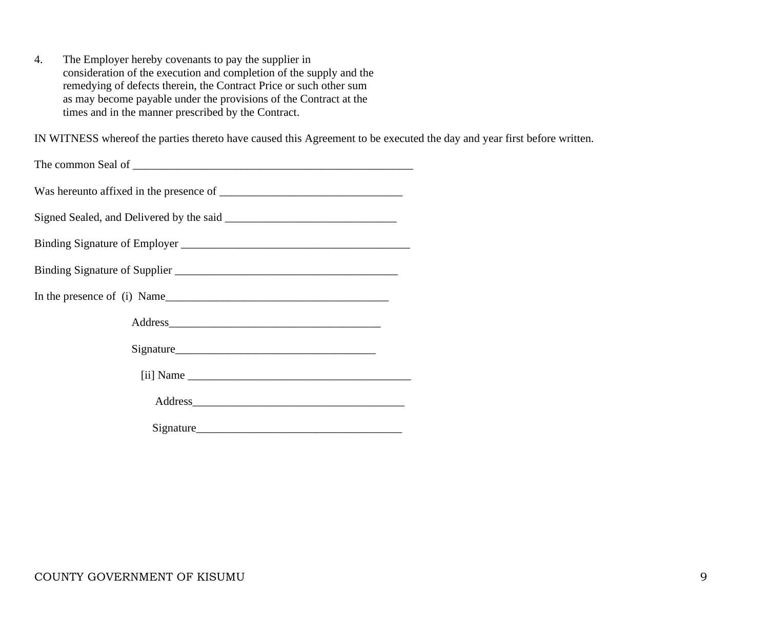4. The Employer hereby covenants to pay the supplier in consideration of the execution and completion of the supply and the remedying of defects therein, the Contract Price or such other sum as may become payable under the provisions of the Contract at the times and in the manner prescribed by the Contract.

IN WITNESS whereof the parties thereto have caused this Agreement to be executed the day and year first before written.

The common Seal of ___________________________________________________

Was hereunto affixed in the presence of ________________________________

Signed Sealed, and Delivered by the said ______________________________

Binding Signature of Employer ________________________________________

Binding Signature of Supplier ________________________________________

In the presence of (i) Name________________________________________

Address_____________________________________

Signature___________________________________

[ii] Name ________________________________________

Address_____________________________________

Signature___________________________________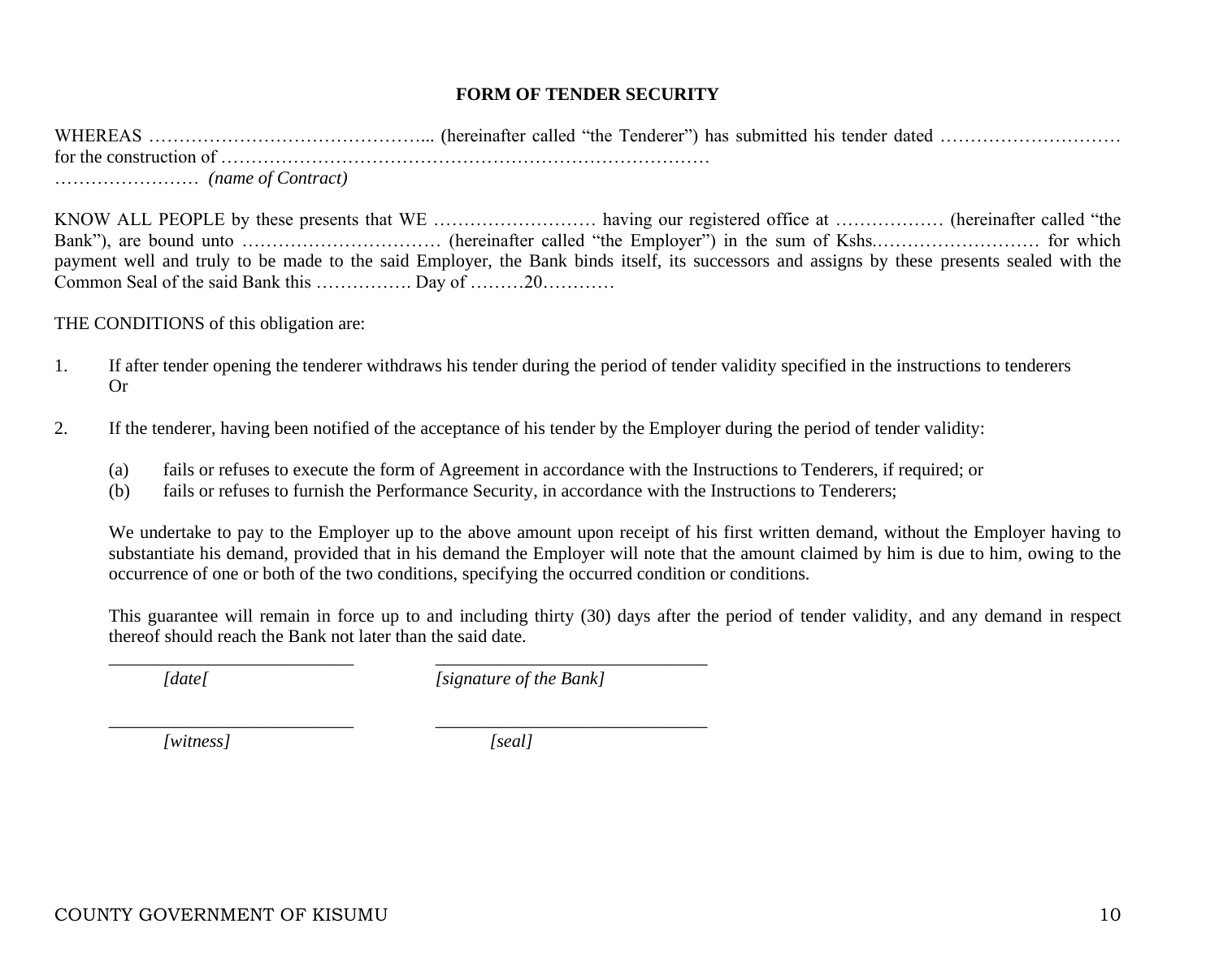**FORM OF TENDER SECURITY**

WHEREAS ………………………………………... (hereinafter called "the Tenderer") has submitted his tender dated ………………………… for the construction of ………………………………………………………………………
…………………… *(name of Contract)*

KNOW ALL PEOPLE by these presents that WE ……………………… having our registered office at …………….. (hereinafter called "the Bank"), are bound unto …………………………… (hereinafter called "the Employer") in the sum of Kshs.……………………… for which payment well and truly to be made to the said Employer, the Bank binds itself, its successors and assigns by these presents sealed with the Common Seal of the said Bank this ……………. Day of ………20…………

THE CONDITIONS of this obligation are:

1. If after tender opening the tenderer withdraws his tender during the period of tender validity specified in the instructions to tenderers
   Or

2. If the tenderer, having been notified of the acceptance of his tender by the Employer during the period of tender validity:

   (a) fails or refuses to execute the form of Agreement in accordance with the Instructions to Tenderers, if required; or
   (b) fails or refuses to furnish the Performance Security, in accordance with the Instructions to Tenderers;

   We undertake to pay to the Employer up to the above amount upon receipt of his first written demand, without the Employer having to substantiate his demand, provided that in his demand the Employer will note that the amount claimed by him is due to him, owing to the occurrence of one or both of the two conditions, specifying the occurred condition or conditions.

   This guarantee will remain in force up to and including thirty (30) days after the period of tender validity, and any demand in respect thereof should reach the Bank not later than the said date.

___________________________ ______________________________
*[date[* *[signature of the Bank]*

___________________________ ______________________________
*[witness]* *[seal]*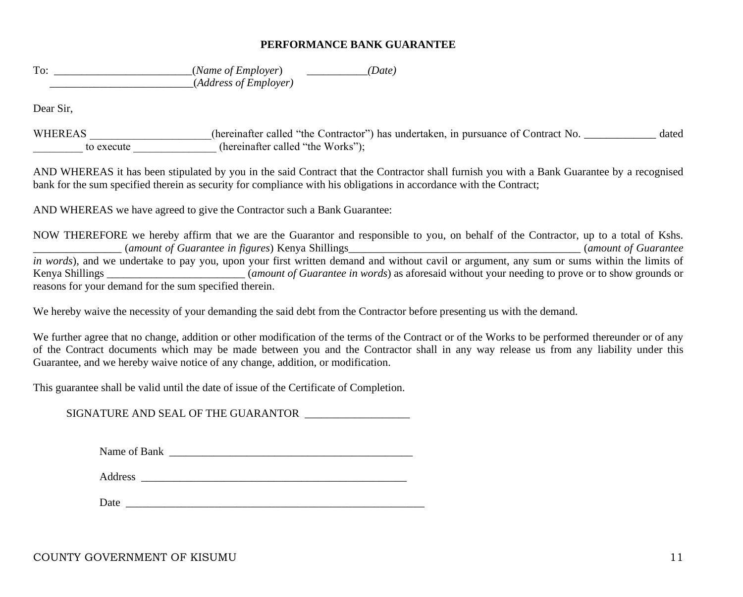# PERFORMANCE BANK GUARANTEE

To: ________________________(*Name of Employer*) __________*(Date)*
_________________________(*Address of Employer)*

Dear Sir,

WHEREAS _____________________(hereinafter called "the Contractor") has undertaken, in pursuance of Contract No. _____________ dated _________ to execute _______________ (hereinafter called "the Works");

AND WHEREAS it has been stipulated by you in the said Contract that the Contractor shall furnish you with a Bank Guarantee by a recognised bank for the sum specified therein as security for compliance with his obligations in accordance with the Contract;

AND WHEREAS we have agreed to give the Contractor such a Bank Guarantee:

NOW THEREFORE we hereby affirm that we are the Guarantor and responsible to you, on behalf of the Contractor, up to a total of Kshs. ________________ (*amount of Guarantee in figures*) Kenya Shillings__________________________________________ (*amount of Guarantee in words*), and we undertake to pay you, upon your first written demand and without cavil or argument, any sum or sums within the limits of Kenya Shillings _________________________ (*amount of Guarantee in words*) as aforesaid without your needing to prove or to show grounds or reasons for your demand for the sum specified therein.

We hereby waive the necessity of your demanding the said debt from the Contractor before presenting us with the demand.

We further agree that no change, addition or other modification of the terms of the Contract or of the Works to be performed thereunder or of any of the Contract documents which may be made between you and the Contractor shall in any way release us from any liability under this Guarantee, and we hereby waive notice of any change, addition, or modification.

This guarantee shall be valid until the date of issue of the Certificate of Completion.

SIGNATURE AND SEAL OF THE GUARANTOR ___________________

Name of Bank _____________________________________________

Address _________________________________________________

Date _______________________________________________________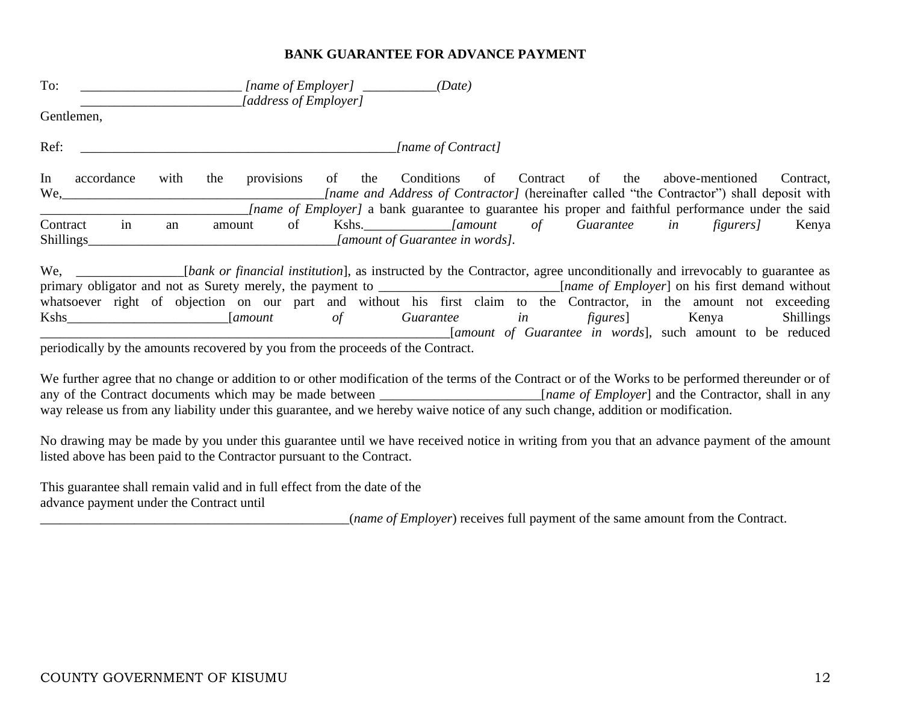**BANK GUARANTEE FOR ADVANCE PAYMENT**

To: ________________________ *[name of Employer]* ___________*(Date)*
________________________*[address of Employer]*

Gentlemen,

Ref: ________________________________________________*[name of Contract]*

In accordance with the provisions of the Conditions of Contract of the above-mentioned Contract, We,_______________________________________*[name and Address of Contractor]* (hereinafter called "the Contractor") shall deposit with _______________________________*[name of Employer]* a bank guarantee to guarantee his proper and faithful performance under the said Contract in an amount of Kshs.____________*[amount of Guarantee in figurers]* Kenya Shillings_____________________________________*[amount of Guarantee in words]*.

We, ________________[*bank or financial institution*], as instructed by the Contractor, agree unconditionally and irrevocably to guarantee as primary obligator and not as Surety merely, the payment to ___________________________[*name of Employer*] on his first demand without whatsoever right of objection on our part and without his first claim to the Contractor, in the amount not exceeding Kshs________________________[*amount of Guarantee in figures*] Kenya Shillings ______________________________________________________________[*amount of Guarantee in words*], such amount to be reduced periodically by the amounts recovered by you from the proceeds of the Contract.

We further agree that no change or addition to or other modification of the terms of the Contract or of the Works to be performed thereunder or of any of the Contract documents which may be made between ________________________[*name of Employer*] and the Contractor, shall in any way release us from any liability under this guarantee, and we hereby waive notice of any such change, addition or modification.

No drawing may be made by you under this guarantee until we have received notice in writing from you that an advance payment of the amount listed above has been paid to the Contractor pursuant to the Contract.

This guarantee shall remain valid and in full effect from the date of the advance payment under the Contract until ______________________________________________(*name of Employer*) receives full payment of the same amount from the Contract.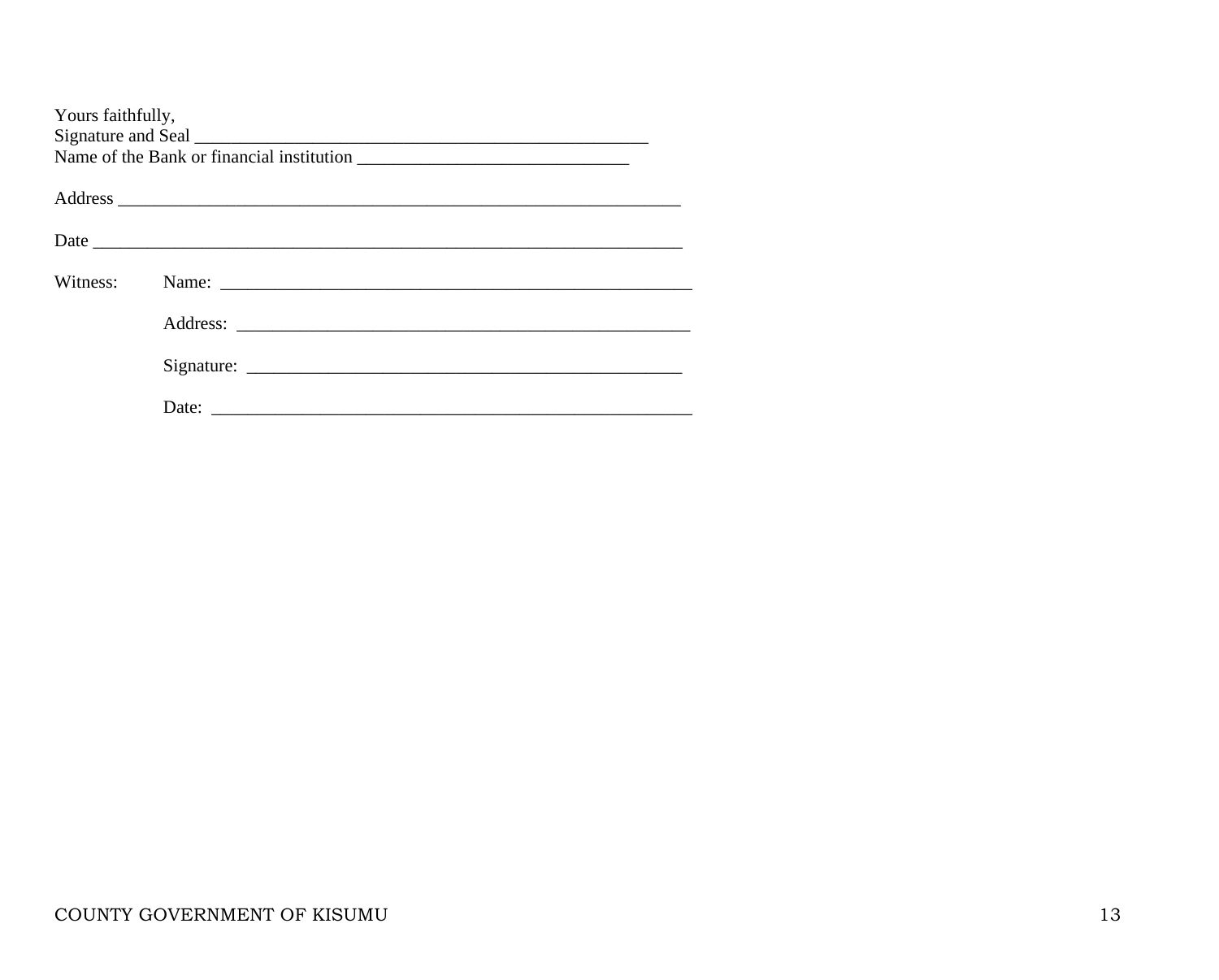Yours faithfully,
Signature and Seal ___________________________________________________
Name of the Bank or financial institution ______________________________

Address _______________________________________________________________

Date __________________________________________________________________

Witness: Name: ____________________________________________________

Address: ________________________________________________

Signature: _______________________________________________

Date: ___________________________________________________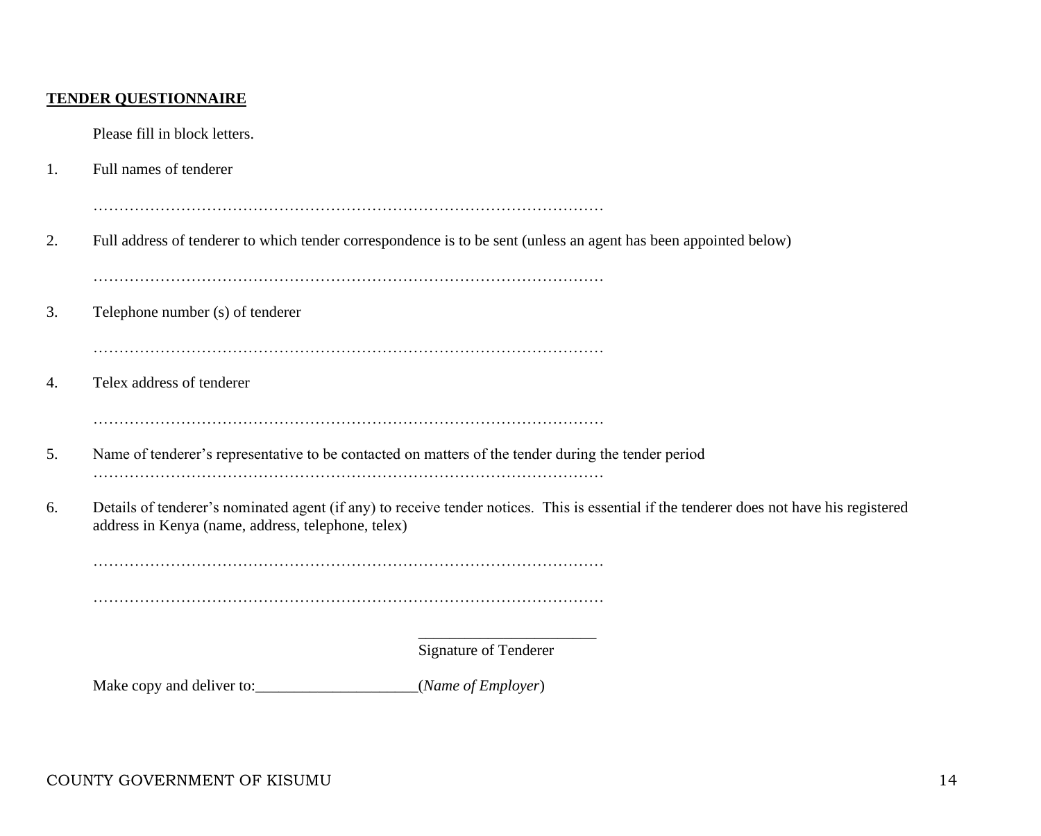**TENDER QUESTIONNAIRE**

Please fill in block letters.

1. Full names of tenderer

   ……………………………………………………………………………………………

2. Full address of tenderer to which tender correspondence is to be sent (unless an agent has been appointed below)

   ……………………………………………………………………………………………

3. Telephone number (s) of tenderer

   ……………………………………………………………………………………………

4. Telex address of tenderer

   ……………………………………………………………………………………………

5. Name of tenderer's representative to be contacted on matters of the tender during the tender period
   ……………………………………………………………………………………………

6. Details of tenderer's nominated agent (if any) to receive tender notices. This is essential if the tenderer does not have his registered address in Kenya (name, address, telephone, telex)

   ……………………………………………………………………………………………

   ……………………………………………………………………………………………

_______________________
Signature of Tenderer

Make copy and deliver to:_____________________(*Name of Employer*)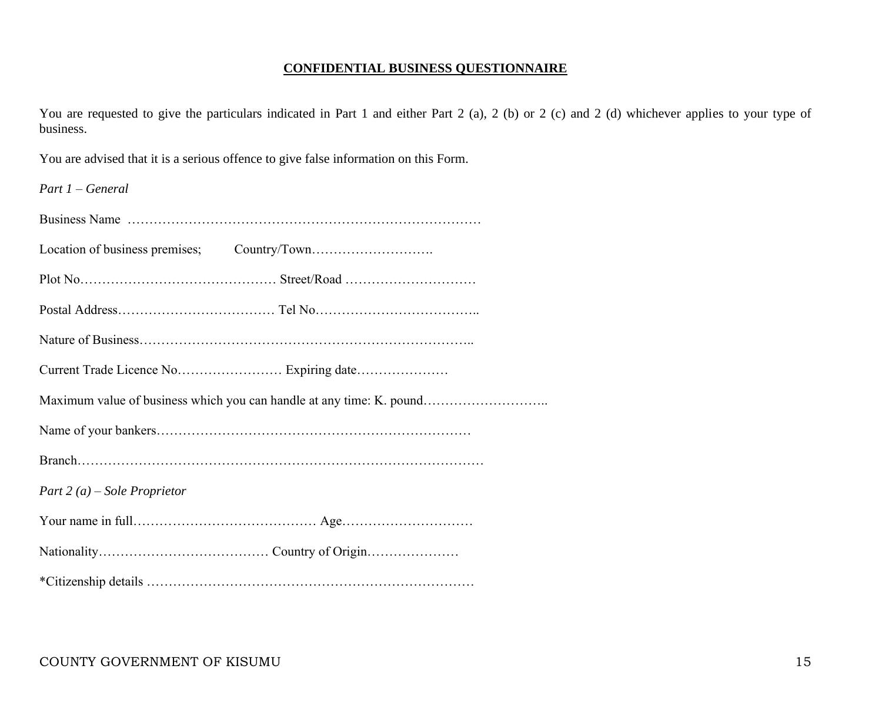## **CONFIDENTIAL BUSINESS QUESTIONNAIRE**

You are requested to give the particulars indicated in Part 1 and either Part 2 (a), 2 (b) or 2 (c) and 2 (d) whichever applies to your type of business.

You are advised that it is a serious offence to give false information on this Form.

*Part 1 – General*

Business Name ………………………………………………………………………

Location of business premises; Country/Town……………………….

Plot No……………………………………… Street/Road …………………………

Postal Address……………………………… Tel No………………………………..

Nature of Business…………………………………………………………………..

Current Trade Licence No…………………… Expiring date…………………

Maximum value of business which you can handle at any time: K. pound………………………..

Name of your bankers………………………………………………………………

Branch……………………………………………………………………………

*Part 2 (a) – Sole Proprietor*

Your name in full…………………………………… Age…………………………

Nationality………………………………… Country of Origin…………………

*Citizenship details ……………………………………………………………….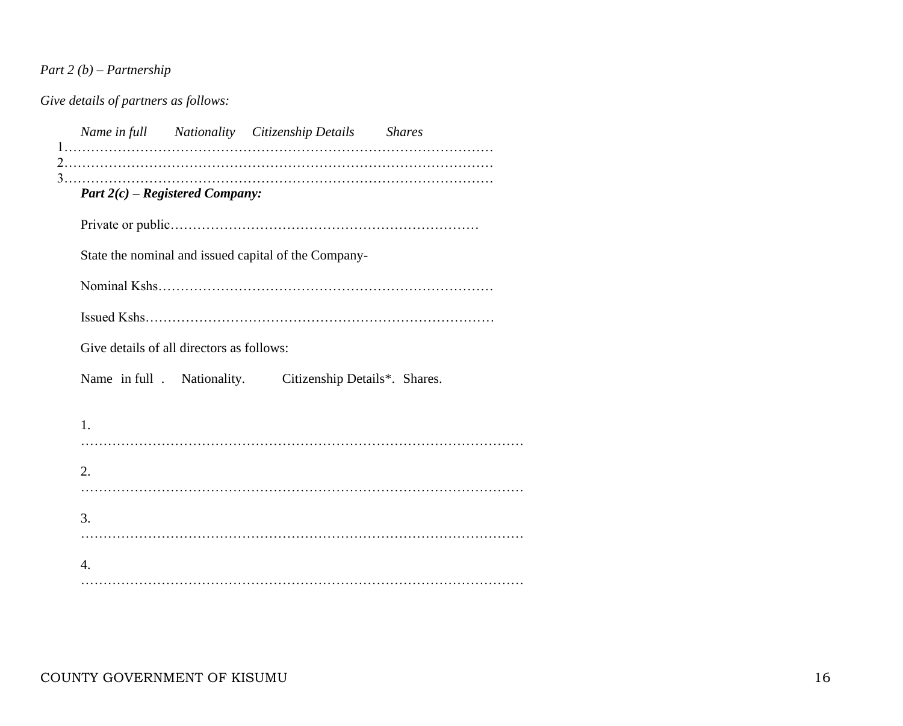*Part 2 (b) – Partnership*

*Give details of partners as follows:*

*Name in full　　Nationality　　Citizenship Details　　Shares*

1………………………………………………………………………………

2………………………………………………………………………………

3………………………………………………………………………………

***Part 2(c) – Registered Company:***

Private or public……………………………………………………………

State the nominal and issued capital of the Company-

Nominal Kshs…………………………………………………………………

Issued Kshs……………………………………………………………………

Give details of all directors as follows:

Name in full .　　Nationality.　　Citizenship Details*.　Shares.

1. ……………………………………………………………………………………

2. ……………………………………………………………………………………

3. ……………………………………………………………………………………

4. ……………………………………………………………………………………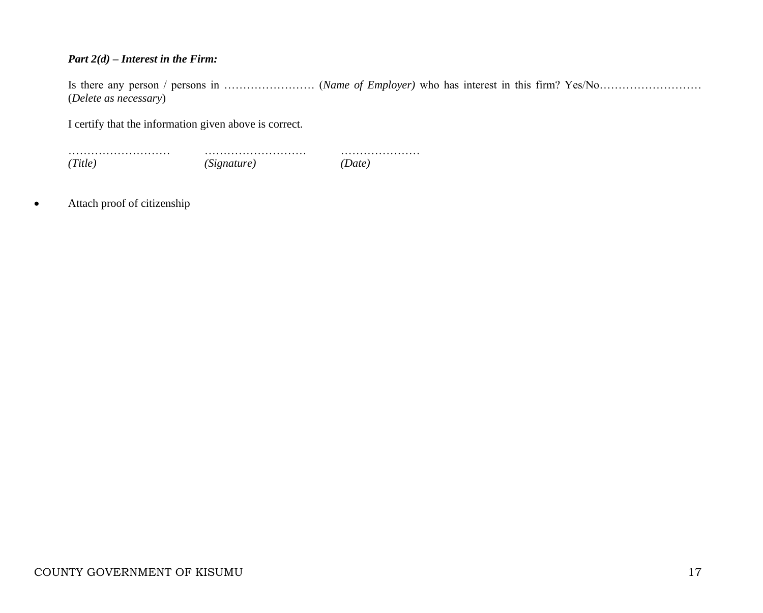***Part 2(d) – Interest in the Firm:***

Is there any person / persons in …………………… (*Name of Employer)* who has interest in this firm? Yes/No……………………… (*Delete as necessary*)

I certify that the information given above is correct.

| ……………………… | ……………………… | ………………… |
|---|---|---|
| *(Title)* | *(Signature)* | *(Date)* |

- Attach proof of citizenship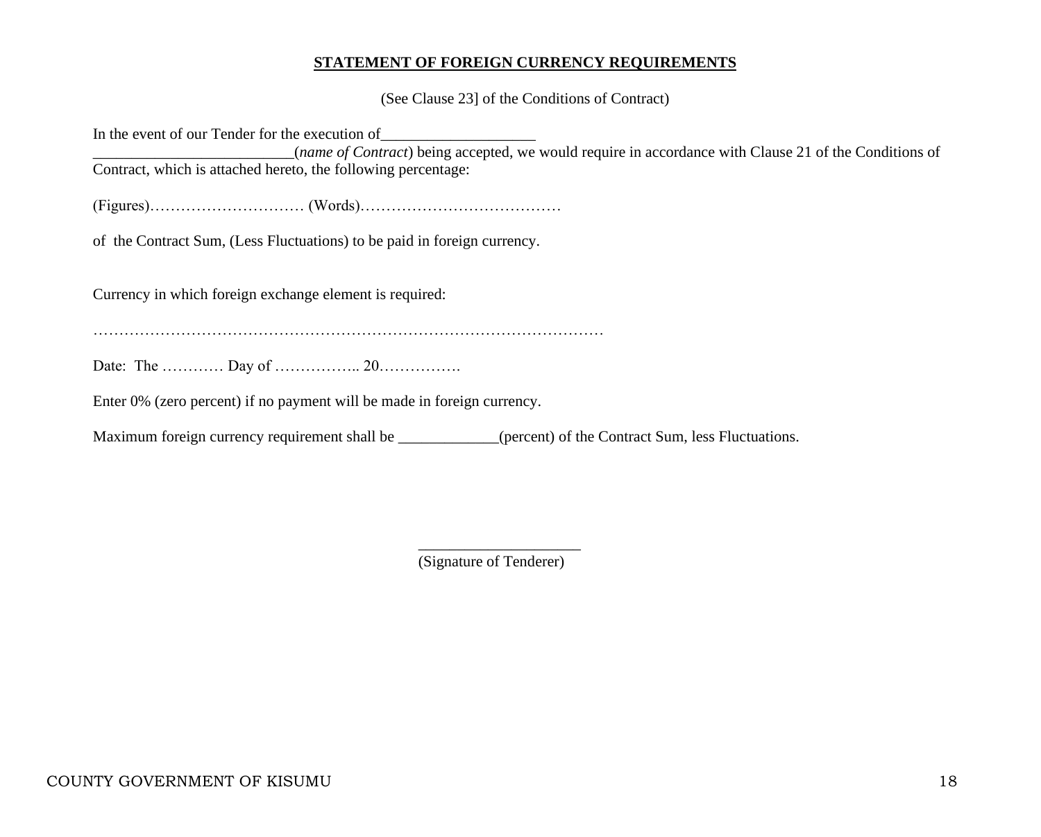**STATEMENT OF FOREIGN CURRENCY REQUIREMENTS**

(See Clause 23] of the Conditions of Contract)

In the event of our Tender for the execution of____________________
_________________________(*name of Contract*) being accepted, we would require in accordance with Clause 21 of the Conditions of Contract, which is attached hereto, the following percentage:

(Figures)………………………… (Words)…………………………………

of the Contract Sum, (Less Fluctuations) to be paid in foreign currency.

Currency in which foreign exchange element is required:

……………………………………………………………………………………

Date: The ………… Day of …………….. 20…………….

Enter 0% (zero percent) if no payment will be made in foreign currency.

Maximum foreign currency requirement shall be _____________(percent) of the Contract Sum, less Fluctuations.

____________________
(Signature of Tenderer)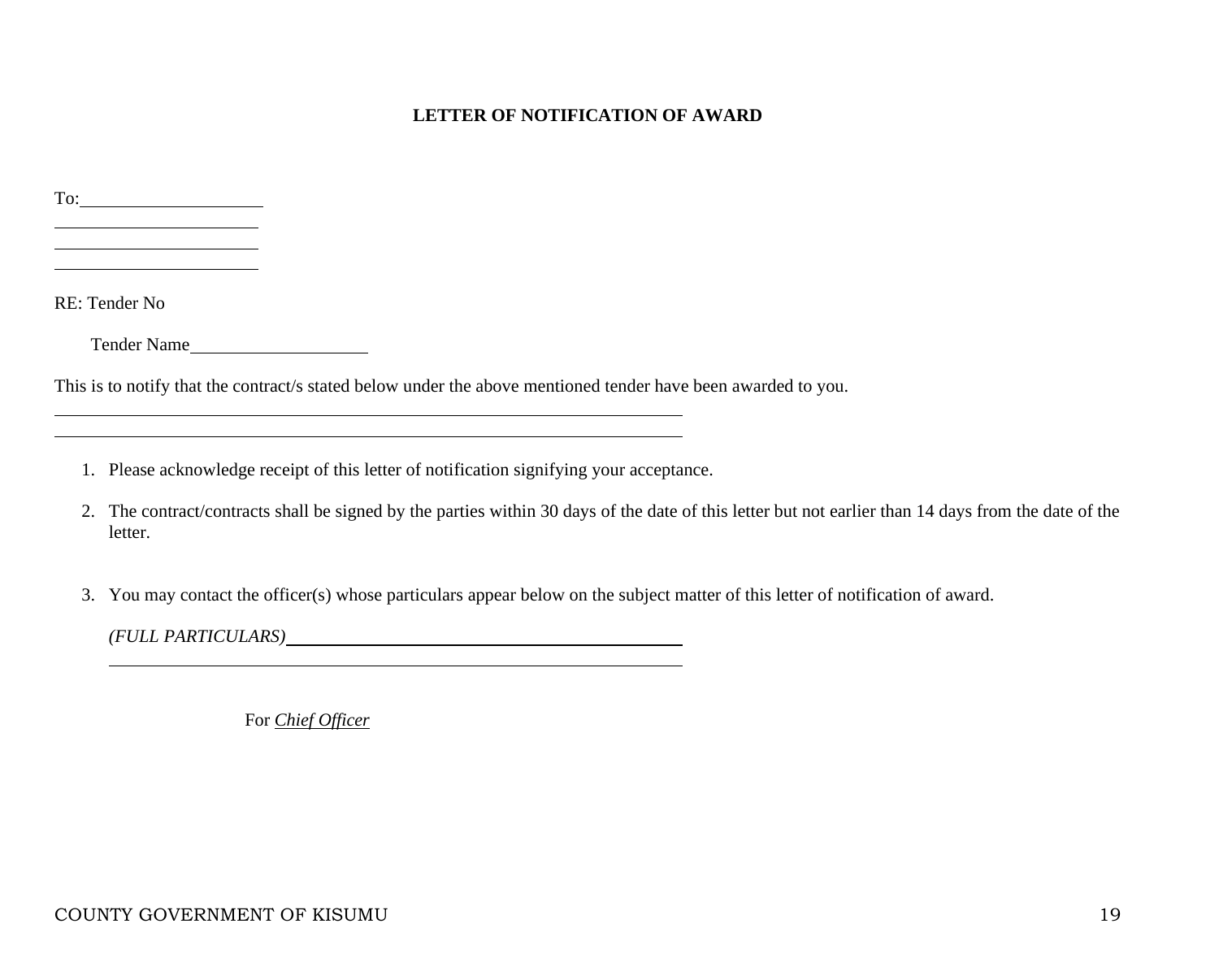**LETTER OF NOTIFICATION OF AWARD**

To:____________________

______________________

______________________

______________________

RE: Tender No

Tender Name____________________

This is to notify that the contract/s stated below under the above mentioned tender have been awarded to you.

________________________________________________________________________

________________________________________________________________________

1. Please acknowledge receipt of this letter of notification signifying your acceptance.
2. The contract/contracts shall be signed by the parties within 30 days of the date of this letter but not earlier than 14 days from the date of the letter.
3. You may contact the officer(s) whose particulars appear below on the subject matter of this letter of notification of award.

   *(FULL PARTICULARS)*____________________________________________

   ________________________________________________________________

For *Chief Officer*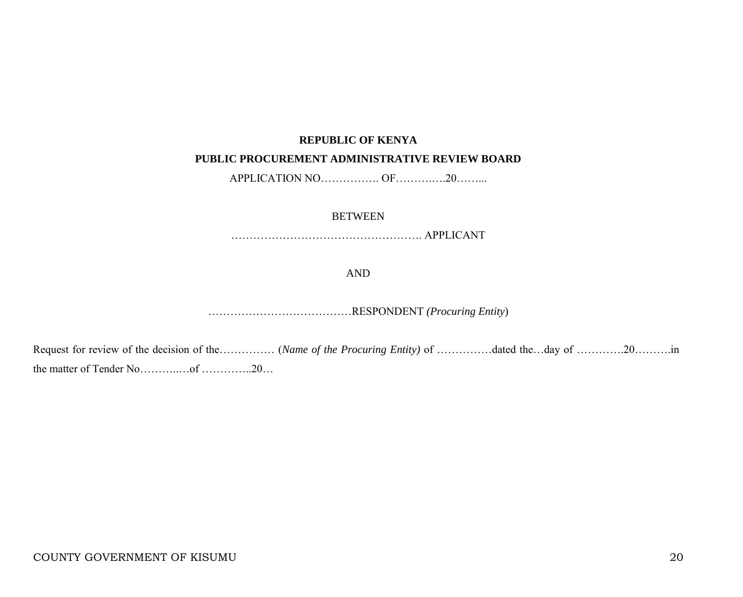**REPUBLIC OF KENYA**

**PUBLIC PROCUREMENT ADMINISTRATIVE REVIEW BOARD**

APPLICATION NO……………. OF……….….20……...

BETWEEN

……………………………………………. APPLICANT

AND

…………………………………RESPONDENT *(Procuring Entity*)

Request for review of the decision of the…………… (*Name of the Procuring Entity)* of ……………dated the…day of ………….20……….in the matter of Tender No………..…of …………..20…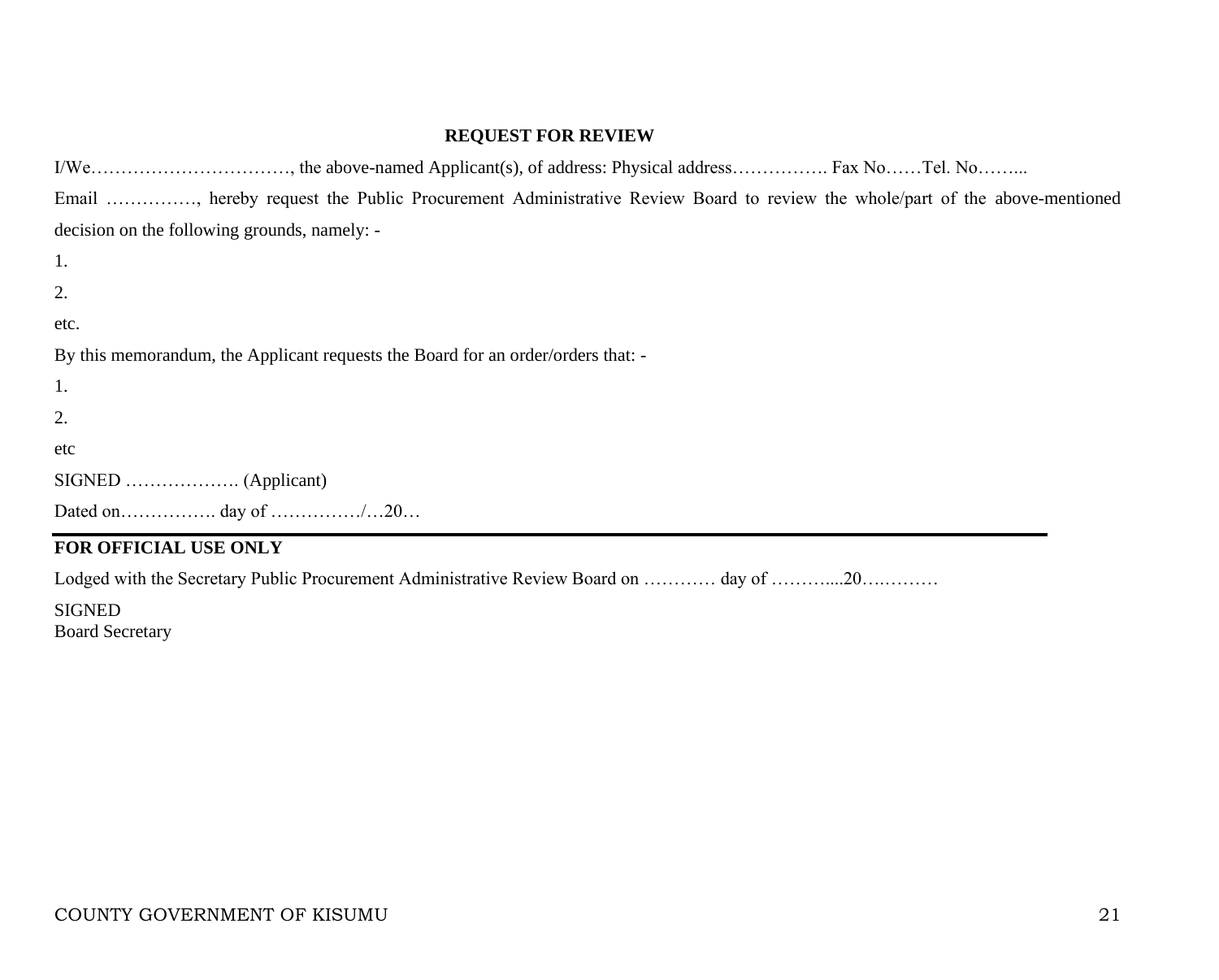**REQUEST FOR REVIEW**

I/We……………………………, the above-named Applicant(s), of address: Physical address……………. Fax No……Tel. No……...

Email ……………, hereby request the Public Procurement Administrative Review Board to review the whole/part of the above-mentioned decision on the following grounds, namely: -

1.

2.

etc.

By this memorandum, the Applicant requests the Board for an order/orders that: -

1.

2.

etc

SIGNED ………………. (Applicant)

Dated on……………. day of ……………/…20…

---

**FOR OFFICIAL USE ONLY**

Lodged with the Secretary Public Procurement Administrative Review Board on ………… day of ………....20….………

SIGNED
Board Secretary